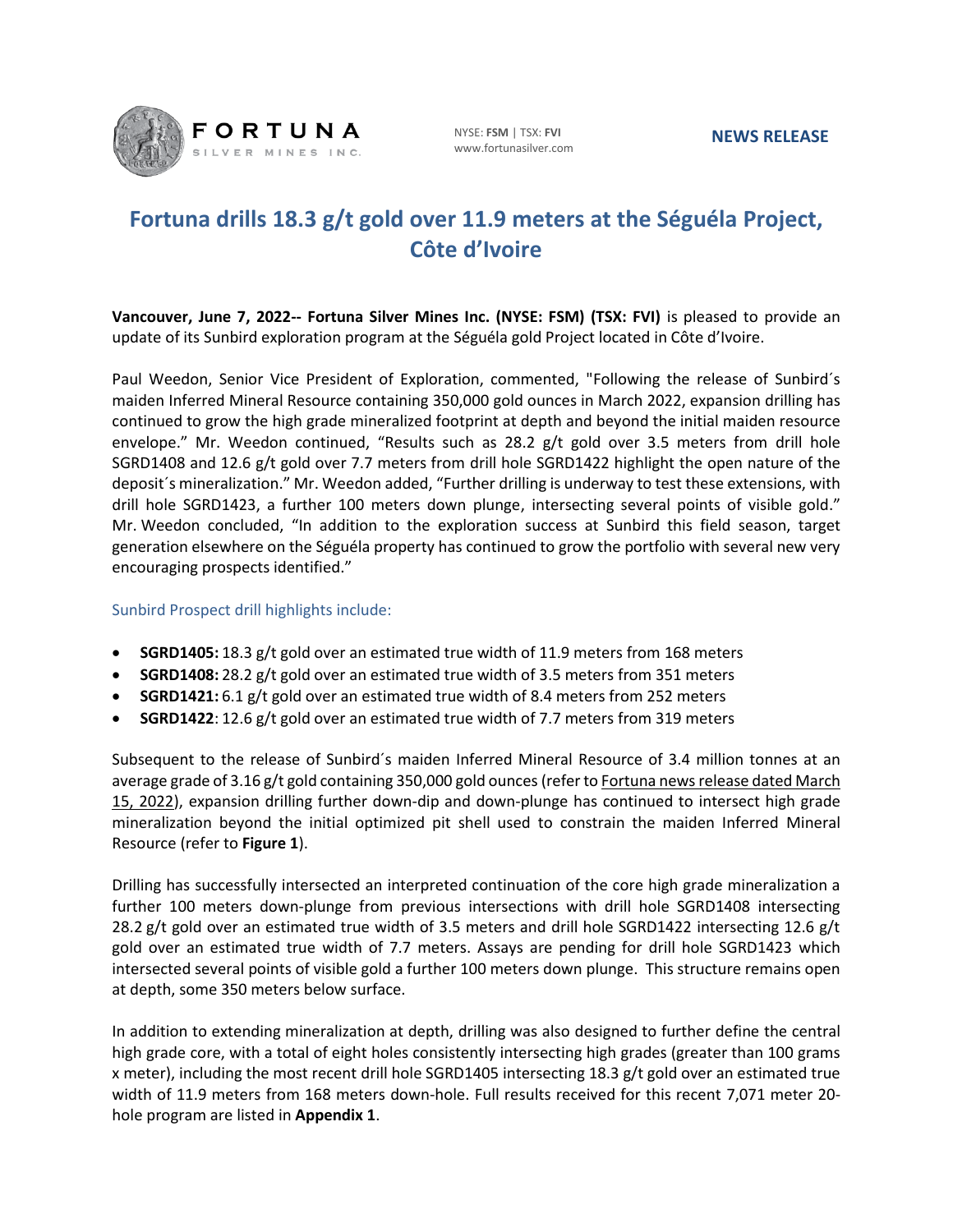FORTUNA SILVER MINES INC.

NYSE: **FSM** | TSX: **FVI**
www.fortunasilver.com

**NEWS RELEASE**

# Fortuna drills 18.3 g/t gold over 11.9 meters at the Séguéla Project, Côte d'Ivoire

**Vancouver, June 7, 2022-- Fortuna Silver Mines Inc. (NYSE: FSM) (TSX: FVI)** is pleased to provide an update of its Sunbird exploration program at the Séguéla gold Project located in Côte d'Ivoire.

Paul Weedon, Senior Vice President of Exploration, commented, "Following the release of Sunbird´s maiden Inferred Mineral Resource containing 350,000 gold ounces in March 2022, expansion drilling has continued to grow the high grade mineralized footprint at depth and beyond the initial maiden resource envelope." Mr. Weedon continued, "Results such as 28.2 g/t gold over 3.5 meters from drill hole SGRD1408 and 12.6 g/t gold over 7.7 meters from drill hole SGRD1422 highlight the open nature of the deposit´s mineralization." Mr. Weedon added, "Further drilling is underway to test these extensions, with drill hole SGRD1423, a further 100 meters down plunge, intersecting several points of visible gold." Mr. Weedon concluded, "In addition to the exploration success at Sunbird this field season, target generation elsewhere on the Séguéla property has continued to grow the portfolio with several new very encouraging prospects identified."

## Sunbird Prospect drill highlights include:

- **SGRD1405:** 18.3 g/t gold over an estimated true width of 11.9 meters from 168 meters
- **SGRD1408:** 28.2 g/t gold over an estimated true width of 3.5 meters from 351 meters
- **SGRD1421:** 6.1 g/t gold over an estimated true width of 8.4 meters from 252 meters
- **SGRD1422**: 12.6 g/t gold over an estimated true width of 7.7 meters from 319 meters

Subsequent to the release of Sunbird´s maiden Inferred Mineral Resource of 3.4 million tonnes at an average grade of 3.16 g/t gold containing 350,000 gold ounces (refer to Fortuna news release dated March 15, 2022), expansion drilling further down-dip and down-plunge has continued to intersect high grade mineralization beyond the initial optimized pit shell used to constrain the maiden Inferred Mineral Resource (refer to **Figure 1**).

Drilling has successfully intersected an interpreted continuation of the core high grade mineralization a further 100 meters down-plunge from previous intersections with drill hole SGRD1408 intersecting 28.2 g/t gold over an estimated true width of 3.5 meters and drill hole SGRD1422 intersecting 12.6 g/t gold over an estimated true width of 7.7 meters. Assays are pending for drill hole SGRD1423 which intersected several points of visible gold a further 100 meters down plunge. This structure remains open at depth, some 350 meters below surface.

In addition to extending mineralization at depth, drilling was also designed to further define the central high grade core, with a total of eight holes consistently intersecting high grades (greater than 100 grams x meter), including the most recent drill hole SGRD1405 intersecting 18.3 g/t gold over an estimated true width of 11.9 meters from 168 meters down-hole. Full results received for this recent 7,071 meter 20-hole program are listed in **Appendix 1**.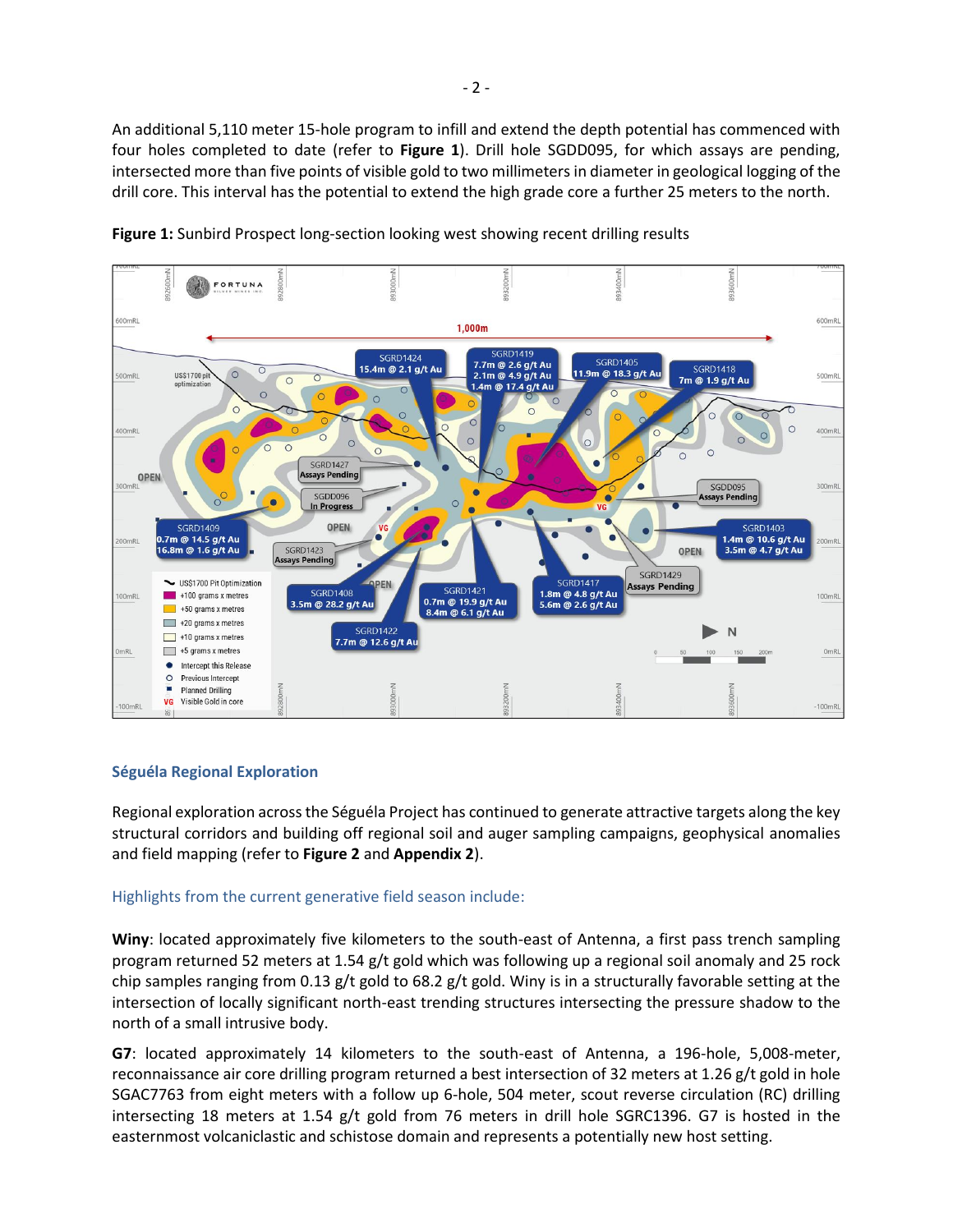An additional 5,110 meter 15-hole program to infill and extend the depth potential has commenced with four holes completed to date (refer to **Figure 1**). Drill hole SGDD095, for which assays are pending, intersected more than five points of visible gold to two millimeters in diameter in geological logging of the drill core. This interval has the potential to extend the high grade core a further 25 meters to the north.

**Figure 1:** Sunbird Prospect long-section looking west showing recent drilling results

### Séguéla Regional Exploration

Regional exploration across the Séguéla Project has continued to generate attractive targets along the key structural corridors and building off regional soil and auger sampling campaigns, geophysical anomalies and field mapping (refer to **Figure 2** and **Appendix 2**).

#### Highlights from the current generative field season include:

**Winy**: located approximately five kilometers to the south-east of Antenna, a first pass trench sampling program returned 52 meters at 1.54 g/t gold which was following up a regional soil anomaly and 25 rock chip samples ranging from 0.13 g/t gold to 68.2 g/t gold. Winy is in a structurally favorable setting at the intersection of locally significant north-east trending structures intersecting the pressure shadow to the north of a small intrusive body.

**G7**: located approximately 14 kilometers to the south-east of Antenna, a 196-hole, 5,008-meter, reconnaissance air core drilling program returned a best intersection of 32 meters at 1.26 g/t gold in hole SGAC7763 from eight meters with a follow up 6-hole, 504 meter, scout reverse circulation (RC) drilling intersecting 18 meters at 1.54 g/t gold from 76 meters in drill hole SGRC1396. G7 is hosted in the easternmost volcaniclastic and schistose domain and represents a potentially new host setting.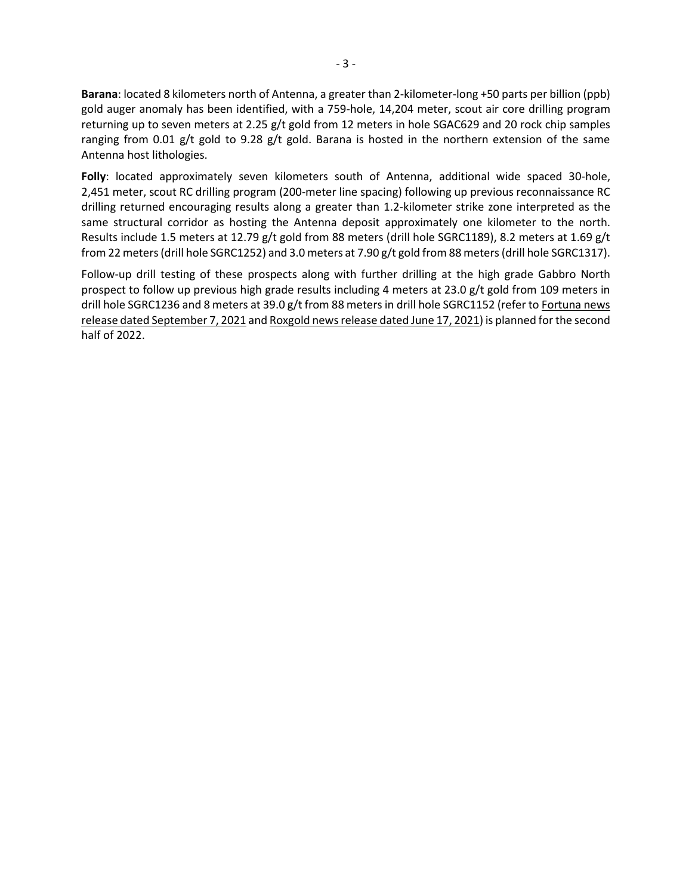**Barana**: located 8 kilometers north of Antenna, a greater than 2-kilometer-long +50 parts per billion (ppb) gold auger anomaly has been identified, with a 759-hole, 14,204 meter, scout air core drilling program returning up to seven meters at 2.25 g/t gold from 12 meters in hole SGAC629 and 20 rock chip samples ranging from 0.01 g/t gold to 9.28 g/t gold. Barana is hosted in the northern extension of the same Antenna host lithologies.

**Folly**: located approximately seven kilometers south of Antenna, additional wide spaced 30-hole, 2,451 meter, scout RC drilling program (200-meter line spacing) following up previous reconnaissance RC drilling returned encouraging results along a greater than 1.2-kilometer strike zone interpreted as the same structural corridor as hosting the Antenna deposit approximately one kilometer to the north. Results include 1.5 meters at 12.79 g/t gold from 88 meters (drill hole SGRC1189), 8.2 meters at 1.69 g/t from 22 meters (drill hole SGRC1252) and 3.0 meters at 7.90 g/t gold from 88 meters (drill hole SGRC1317).

Follow-up drill testing of these prospects along with further drilling at the high grade Gabbro North prospect to follow up previous high grade results including 4 meters at 23.0 g/t gold from 109 meters in drill hole SGRC1236 and 8 meters at 39.0 g/t from 88 meters in drill hole SGRC1152 (refer to Fortuna news release dated September 7, 2021 and Roxgold news release dated June 17, 2021) is planned for the second half of 2022.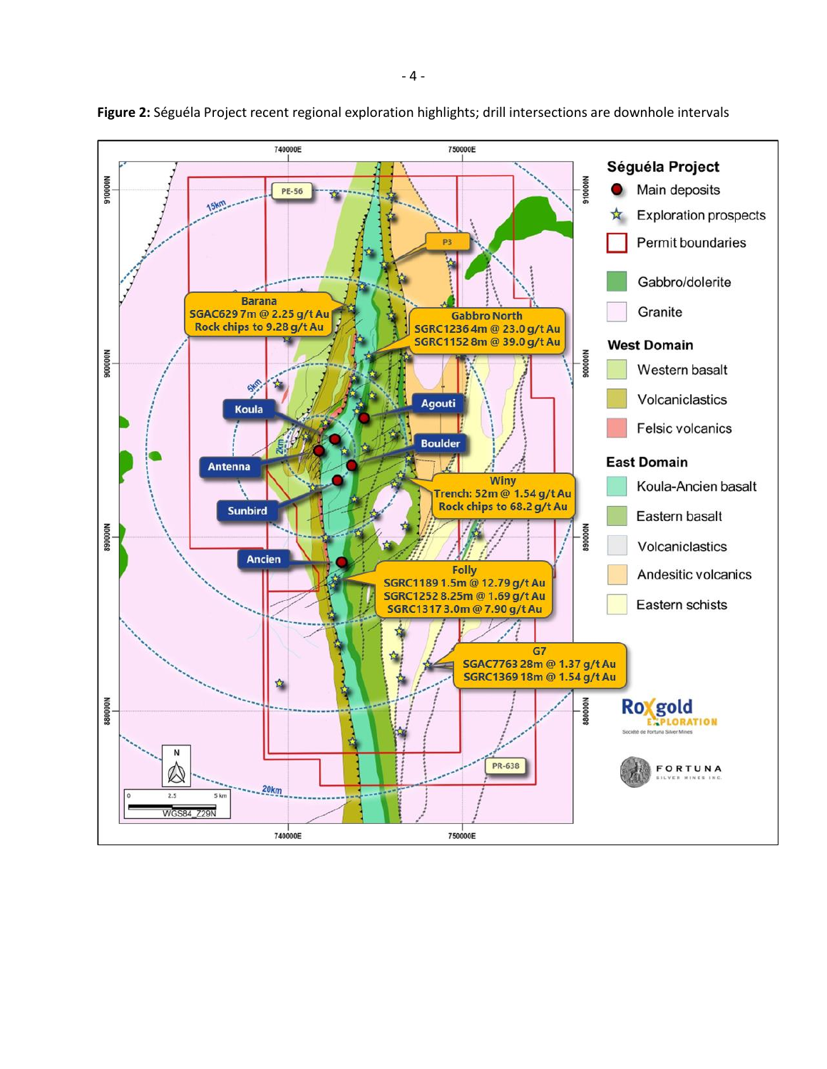**Figure 2:** Séguéla Project recent regional exploration highlights; drill intersections are downhole intervals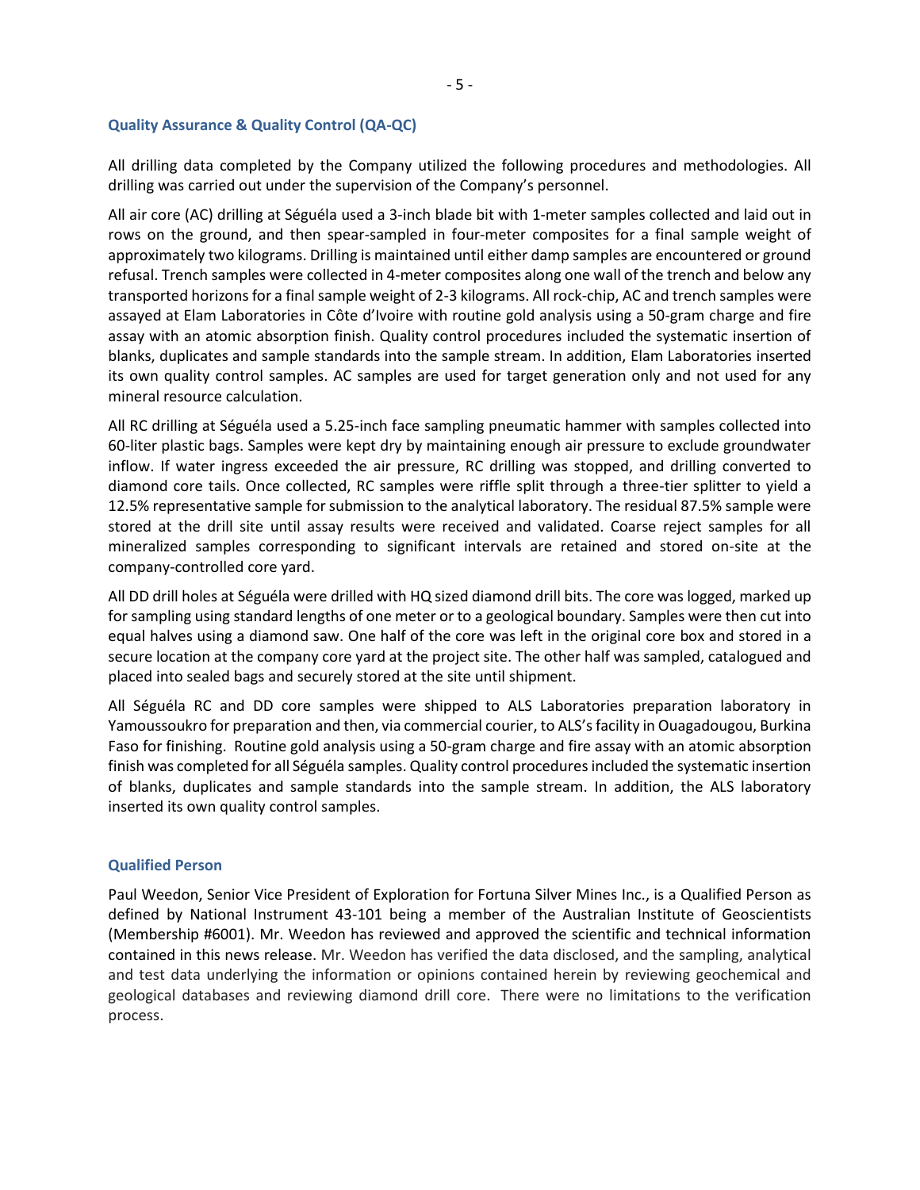## Quality Assurance & Quality Control (QA-QC)

All drilling data completed by the Company utilized the following procedures and methodologies. All drilling was carried out under the supervision of the Company's personnel.

All air core (AC) drilling at Séguéla used a 3-inch blade bit with 1-meter samples collected and laid out in rows on the ground, and then spear-sampled in four-meter composites for a final sample weight of approximately two kilograms. Drilling is maintained until either damp samples are encountered or ground refusal. Trench samples were collected in 4-meter composites along one wall of the trench and below any transported horizons for a final sample weight of 2-3 kilograms. All rock-chip, AC and trench samples were assayed at Elam Laboratories in Côte d'Ivoire with routine gold analysis using a 50-gram charge and fire assay with an atomic absorption finish. Quality control procedures included the systematic insertion of blanks, duplicates and sample standards into the sample stream. In addition, Elam Laboratories inserted its own quality control samples. AC samples are used for target generation only and not used for any mineral resource calculation.

All RC drilling at Séguéla used a 5.25-inch face sampling pneumatic hammer with samples collected into 60-liter plastic bags. Samples were kept dry by maintaining enough air pressure to exclude groundwater inflow. If water ingress exceeded the air pressure, RC drilling was stopped, and drilling converted to diamond core tails. Once collected, RC samples were riffle split through a three-tier splitter to yield a 12.5% representative sample for submission to the analytical laboratory. The residual 87.5% sample were stored at the drill site until assay results were received and validated. Coarse reject samples for all mineralized samples corresponding to significant intervals are retained and stored on-site at the company-controlled core yard.

All DD drill holes at Séguéla were drilled with HQ sized diamond drill bits. The core was logged, marked up for sampling using standard lengths of one meter or to a geological boundary. Samples were then cut into equal halves using a diamond saw. One half of the core was left in the original core box and stored in a secure location at the company core yard at the project site. The other half was sampled, catalogued and placed into sealed bags and securely stored at the site until shipment.

All Séguéla RC and DD core samples were shipped to ALS Laboratories preparation laboratory in Yamoussoukro for preparation and then, via commercial courier, to ALS's facility in Ouagadougou, Burkina Faso for finishing. Routine gold analysis using a 50-gram charge and fire assay with an atomic absorption finish was completed for all Séguéla samples. Quality control procedures included the systematic insertion of blanks, duplicates and sample standards into the sample stream. In addition, the ALS laboratory inserted its own quality control samples.

## Qualified Person

Paul Weedon, Senior Vice President of Exploration for Fortuna Silver Mines Inc., is a Qualified Person as defined by National Instrument 43-101 being a member of the Australian Institute of Geoscientists (Membership #6001). Mr. Weedon has reviewed and approved the scientific and technical information contained in this news release. Mr. Weedon has verified the data disclosed, and the sampling, analytical and test data underlying the information or opinions contained herein by reviewing geochemical and geological databases and reviewing diamond drill core. There were no limitations to the verification process.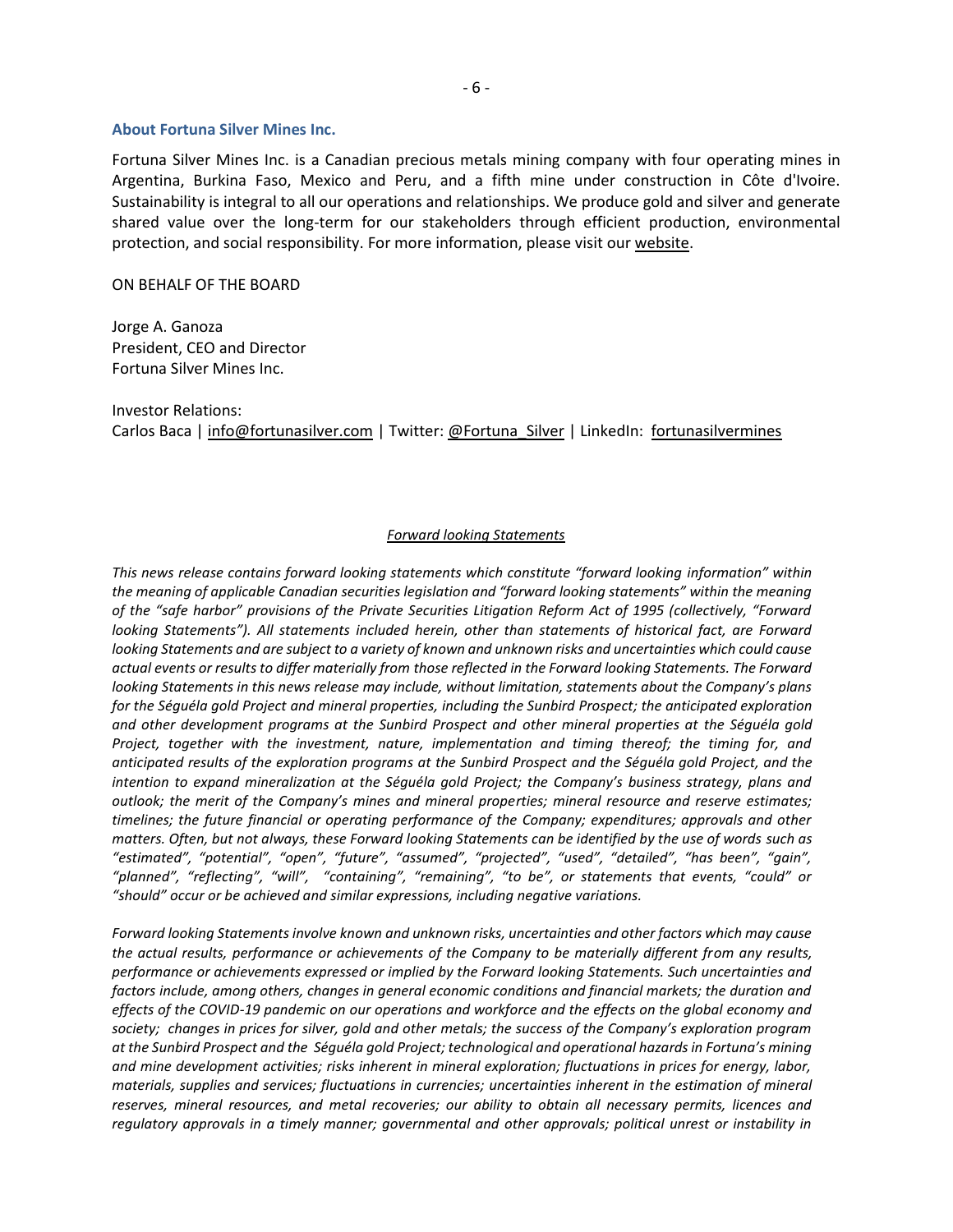### About Fortuna Silver Mines Inc.

Fortuna Silver Mines Inc. is a Canadian precious metals mining company with four operating mines in Argentina, Burkina Faso, Mexico and Peru, and a fifth mine under construction in Côte d'Ivoire. Sustainability is integral to all our operations and relationships. We produce gold and silver and generate shared value over the long-term for our stakeholders through efficient production, environmental protection, and social responsibility. For more information, please visit our website.

ON BEHALF OF THE BOARD

Jorge A. Ganoza
President, CEO and Director
Fortuna Silver Mines Inc.

Investor Relations:
Carlos Baca | info@fortunasilver.com | Twitter: @Fortuna_Silver | LinkedIn: fortunasilvermines

*Forward looking Statements*

*This news release contains forward looking statements which constitute "forward looking information" within the meaning of applicable Canadian securities legislation and "forward looking statements" within the meaning of the "safe harbor" provisions of the Private Securities Litigation Reform Act of 1995 (collectively, "Forward looking Statements"). All statements included herein, other than statements of historical fact, are Forward looking Statements and are subject to a variety of known and unknown risks and uncertainties which could cause actual events or results to differ materially from those reflected in the Forward looking Statements. The Forward looking Statements in this news release may include, without limitation, statements about the Company's plans for the Séguéla gold Project and mineral properties, including the Sunbird Prospect; the anticipated exploration and other development programs at the Sunbird Prospect and other mineral properties at the Séguéla gold Project, together with the investment, nature, implementation and timing thereof; the timing for, and anticipated results of the exploration programs at the Sunbird Prospect and the Séguéla gold Project, and the intention to expand mineralization at the Séguéla gold Project; the Company's business strategy, plans and outlook; the merit of the Company's mines and mineral properties; mineral resource and reserve estimates; timelines; the future financial or operating performance of the Company; expenditures; approvals and other matters. Often, but not always, these Forward looking Statements can be identified by the use of words such as "estimated", "potential", "open", "future", "assumed", "projected", "used", "detailed", "has been", "gain", "planned", "reflecting", "will", "containing", "remaining", "to be", or statements that events, "could" or "should" occur or be achieved and similar expressions, including negative variations.*

*Forward looking Statements involve known and unknown risks, uncertainties and other factors which may cause the actual results, performance or achievements of the Company to be materially different from any results, performance or achievements expressed or implied by the Forward looking Statements. Such uncertainties and factors include, among others, changes in general economic conditions and financial markets; the duration and effects of the COVID-19 pandemic on our operations and workforce and the effects on the global economy and society; changes in prices for silver, gold and other metals; the success of the Company's exploration program at the Sunbird Prospect and the Séguéla gold Project; technological and operational hazards in Fortuna's mining and mine development activities; risks inherent in mineral exploration; fluctuations in prices for energy, labor, materials, supplies and services; fluctuations in currencies; uncertainties inherent in the estimation of mineral reserves, mineral resources, and metal recoveries; our ability to obtain all necessary permits, licences and regulatory approvals in a timely manner; governmental and other approvals; political unrest or instability in*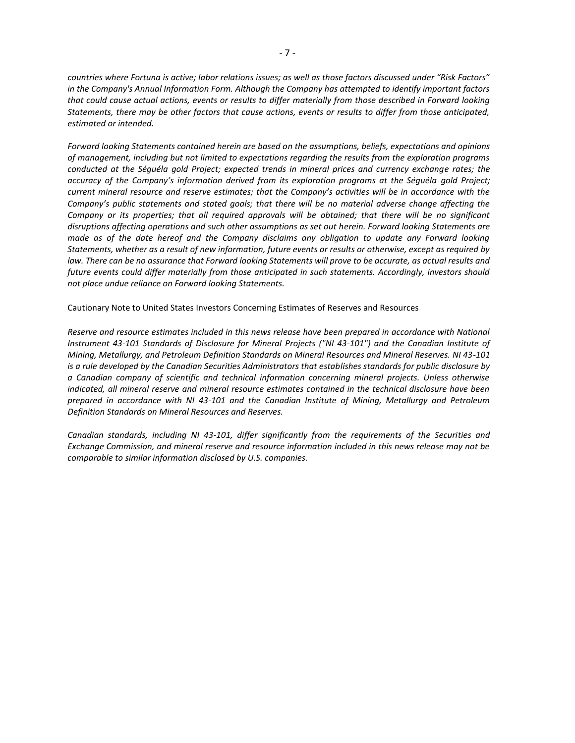*countries where Fortuna is active; labor relations issues; as well as those factors discussed under “Risk Factors” in the Company's Annual Information Form. Although the Company has attempted to identify important factors that could cause actual actions, events or results to differ materially from those described in Forward looking Statements, there may be other factors that cause actions, events or results to differ from those anticipated, estimated or intended.*

*Forward looking Statements contained herein are based on the assumptions, beliefs, expectations and opinions of management, including but not limited to expectations regarding the results from the exploration programs conducted at the Séguéla gold Project; expected trends in mineral prices and currency exchange rates; the accuracy of the Company’s information derived from its exploration programs at the Séguéla gold Project; current mineral resource and reserve estimates; that the Company’s activities will be in accordance with the Company’s public statements and stated goals; that there will be no material adverse change affecting the Company or its properties; that all required approvals will be obtained; that there will be no significant disruptions affecting operations and such other assumptions as set out herein. Forward looking Statements are made as of the date hereof and the Company disclaims any obligation to update any Forward looking Statements, whether as a result of new information, future events or results or otherwise, except as required by law. There can be no assurance that Forward looking Statements will prove to be accurate, as actual results and future events could differ materially from those anticipated in such statements. Accordingly, investors should not place undue reliance on Forward looking Statements.*

Cautionary Note to United States Investors Concerning Estimates of Reserves and Resources

*Reserve and resource estimates included in this news release have been prepared in accordance with National Instrument 43-101 Standards of Disclosure for Mineral Projects ("NI 43-101") and the Canadian Institute of Mining, Metallurgy, and Petroleum Definition Standards on Mineral Resources and Mineral Reserves. NI 43-101 is a rule developed by the Canadian Securities Administrators that establishes standards for public disclosure by a Canadian company of scientific and technical information concerning mineral projects. Unless otherwise indicated, all mineral reserve and mineral resource estimates contained in the technical disclosure have been prepared in accordance with NI 43-101 and the Canadian Institute of Mining, Metallurgy and Petroleum Definition Standards on Mineral Resources and Reserves.*

*Canadian standards, including NI 43-101, differ significantly from the requirements of the Securities and Exchange Commission, and mineral reserve and resource information included in this news release may not be comparable to similar information disclosed by U.S. companies.*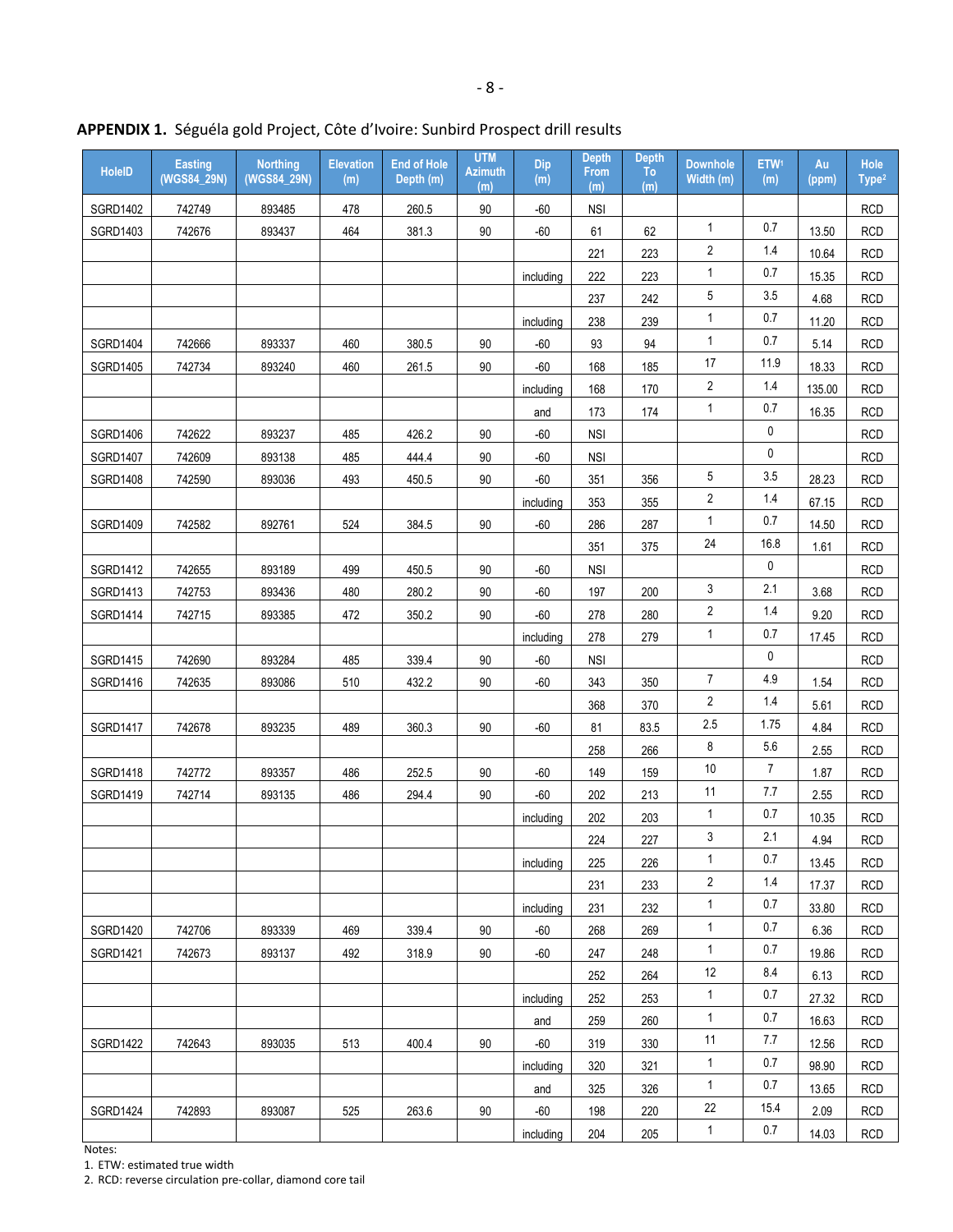**APPENDIX 1.** Séguéla gold Project, Côte d'Ivoire: Sunbird Prospect drill results

| HoleID | Easting (WGS84_29N) | Northing (WGS84_29N) | Elevation (m) | End of Hole Depth (m) | UTM Azimuth (m) | Dip (m) | Depth From (m) | Depth To (m) | Downhole Width (m) | ETW[1] (m) | Au (ppm) | Hole Type[2] |
|---|---|---|---|---|---|---|---|---|---|---|---|---|
| SGRD1402 | 742749 | 893485 | 478 | 260.5 | 90 | -60 | NSI | | | | | RCD |
| SGRD1403 | 742676 | 893437 | 464 | 381.3 | 90 | -60 | 61 | 62 | 1 | 0.7 | 13.50 | RCD |
| | | | | | | | 221 | 223 | 2 | 1.4 | 10.64 | RCD |
| | | | | | | including | 222 | 223 | 1 | 0.7 | 15.35 | RCD |
| | | | | | | | 237 | 242 | 5 | 3.5 | 4.68 | RCD |
| | | | | | | including | 238 | 239 | 1 | 0.7 | 11.20 | RCD |
| SGRD1404 | 742666 | 893337 | 460 | 380.5 | 90 | -60 | 93 | 94 | 1 | 0.7 | 5.14 | RCD |
| SGRD1405 | 742734 | 893240 | 460 | 261.5 | 90 | -60 | 168 | 185 | 17 | 11.9 | 18.33 | RCD |
| | | | | | | including | 168 | 170 | 2 | 1.4 | 135.00 | RCD |
| | | | | | | and | 173 | 174 | 1 | 0.7 | 16.35 | RCD |
| SGRD1406 | 742622 | 893237 | 485 | 426.2 | 90 | -60 | NSI | | | 0 | | RCD |
| SGRD1407 | 742609 | 893138 | 485 | 444.4 | 90 | -60 | NSI | | | 0 | | RCD |
| SGRD1408 | 742590 | 893036 | 493 | 450.5 | 90 | -60 | 351 | 356 | 5 | 3.5 | 28.23 | RCD |
| | | | | | | including | 353 | 355 | 2 | 1.4 | 67.15 | RCD |
| SGRD1409 | 742582 | 892761 | 524 | 384.5 | 90 | -60 | 286 | 287 | 1 | 0.7 | 14.50 | RCD |
| | | | | | | | 351 | 375 | 24 | 16.8 | 1.61 | RCD |
| SGRD1412 | 742655 | 893189 | 499 | 450.5 | 90 | -60 | NSI | | | 0 | | RCD |
| SGRD1413 | 742753 | 893436 | 480 | 280.2 | 90 | -60 | 197 | 200 | 3 | 2.1 | 3.68 | RCD |
| SGRD1414 | 742715 | 893385 | 472 | 350.2 | 90 | -60 | 278 | 280 | 2 | 1.4 | 9.20 | RCD |
| | | | | | | including | 278 | 279 | 1 | 0.7 | 17.45 | RCD |
| SGRD1415 | 742690 | 893284 | 485 | 339.4 | 90 | -60 | NSI | | | 0 | | RCD |
| SGRD1416 | 742635 | 893086 | 510 | 432.2 | 90 | -60 | 343 | 350 | 7 | 4.9 | 1.54 | RCD |
| | | | | | | | 368 | 370 | 2 | 1.4 | 5.61 | RCD |
| SGRD1417 | 742678 | 893235 | 489 | 360.3 | 90 | -60 | 81 | 83.5 | 2.5 | 1.75 | 4.84 | RCD |
| | | | | | | | 258 | 266 | 8 | 5.6 | 2.55 | RCD |
| SGRD1418 | 742772 | 893357 | 486 | 252.5 | 90 | -60 | 149 | 159 | 10 | 7 | 1.87 | RCD |
| SGRD1419 | 742714 | 893135 | 486 | 294.4 | 90 | -60 | 202 | 213 | 11 | 7.7 | 2.55 | RCD |
| | | | | | | including | 202 | 203 | 1 | 0.7 | 10.35 | RCD |
| | | | | | | | 224 | 227 | 3 | 2.1 | 4.94 | RCD |
| | | | | | | including | 225 | 226 | 1 | 0.7 | 13.45 | RCD |
| | | | | | | | 231 | 233 | 2 | 1.4 | 17.37 | RCD |
| | | | | | | including | 231 | 232 | 1 | 0.7 | 33.80 | RCD |
| SGRD1420 | 742706 | 893339 | 469 | 339.4 | 90 | -60 | 268 | 269 | 1 | 0.7 | 6.36 | RCD |
| SGRD1421 | 742673 | 893137 | 492 | 318.9 | 90 | -60 | 247 | 248 | 1 | 0.7 | 19.86 | RCD |
| | | | | | | | 252 | 264 | 12 | 8.4 | 6.13 | RCD |
| | | | | | | including | 252 | 253 | 1 | 0.7 | 27.32 | RCD |
| | | | | | | and | 259 | 260 | 1 | 0.7 | 16.63 | RCD |
| SGRD1422 | 742643 | 893035 | 513 | 400.4 | 90 | -60 | 319 | 330 | 11 | 7.7 | 12.56 | RCD |
| | | | | | | including | 320 | 321 | 1 | 0.7 | 98.90 | RCD |
| | | | | | | and | 325 | 326 | 1 | 0.7 | 13.65 | RCD |
| SGRD1424 | 742893 | 893087 | 525 | 263.6 | 90 | -60 | 198 | 220 | 22 | 15.4 | 2.09 | RCD |
| | | | | | | including | 204 | 205 | 1 | 0.7 | 14.03 | RCD |

Notes:
1. ETW: estimated true width
2. RCD: reverse circulation pre-collar, diamond core tail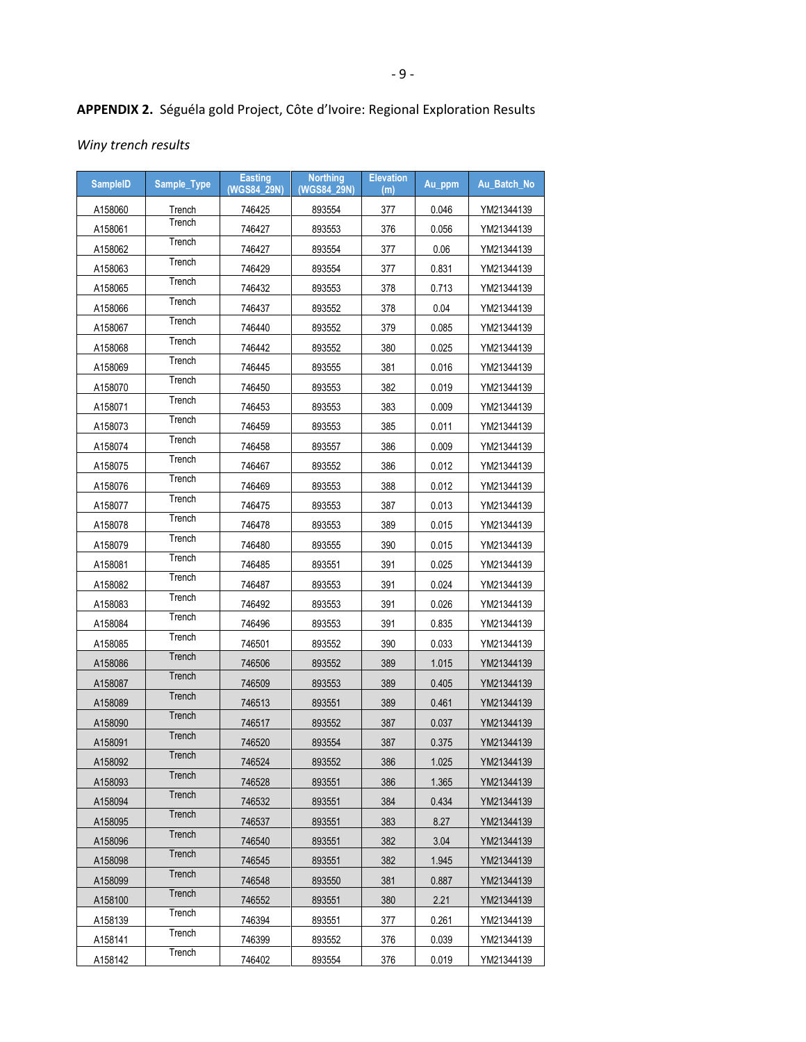## APPENDIX 2. Séguéla gold Project, Côte d'Ivoire: Regional Exploration Results

*Winy trench results*

| SampleID | Sample_Type | Easting (WGS84_29N) | Northing (WGS84_29N) | Elevation (m) | Au_ppm | Au_Batch_No |
|---|---|---|---|---|---|---|
| A158060 | Trench | 746425 | 893554 | 377 | 0.046 | YM21344139 |
| A158061 | Trench | 746427 | 893553 | 376 | 0.056 | YM21344139 |
| A158062 | Trench | 746427 | 893554 | 377 | 0.06 | YM21344139 |
| A158063 | Trench | 746429 | 893554 | 377 | 0.831 | YM21344139 |
| A158065 | Trench | 746432 | 893553 | 378 | 0.713 | YM21344139 |
| A158066 | Trench | 746437 | 893552 | 378 | 0.04 | YM21344139 |
| A158067 | Trench | 746440 | 893552 | 379 | 0.085 | YM21344139 |
| A158068 | Trench | 746442 | 893552 | 380 | 0.025 | YM21344139 |
| A158069 | Trench | 746445 | 893555 | 381 | 0.016 | YM21344139 |
| A158070 | Trench | 746450 | 893553 | 382 | 0.019 | YM21344139 |
| A158071 | Trench | 746453 | 893553 | 383 | 0.009 | YM21344139 |
| A158073 | Trench | 746459 | 893553 | 385 | 0.011 | YM21344139 |
| A158074 | Trench | 746458 | 893557 | 386 | 0.009 | YM21344139 |
| A158075 | Trench | 746467 | 893552 | 386 | 0.012 | YM21344139 |
| A158076 | Trench | 746469 | 893553 | 388 | 0.012 | YM21344139 |
| A158077 | Trench | 746475 | 893553 | 387 | 0.013 | YM21344139 |
| A158078 | Trench | 746478 | 893553 | 389 | 0.015 | YM21344139 |
| A158079 | Trench | 746480 | 893555 | 390 | 0.015 | YM21344139 |
| A158081 | Trench | 746485 | 893551 | 391 | 0.025 | YM21344139 |
| A158082 | Trench | 746487 | 893553 | 391 | 0.024 | YM21344139 |
| A158083 | Trench | 746492 | 893553 | 391 | 0.026 | YM21344139 |
| A158084 | Trench | 746496 | 893553 | 391 | 0.835 | YM21344139 |
| A158085 | Trench | 746501 | 893552 | 390 | 0.033 | YM21344139 |
| A158086 | Trench | 746506 | 893552 | 389 | 1.015 | YM21344139 |
| A158087 | Trench | 746509 | 893553 | 389 | 0.405 | YM21344139 |
| A158089 | Trench | 746513 | 893551 | 389 | 0.461 | YM21344139 |
| A158090 | Trench | 746517 | 893552 | 387 | 0.037 | YM21344139 |
| A158091 | Trench | 746520 | 893554 | 387 | 0.375 | YM21344139 |
| A158092 | Trench | 746524 | 893552 | 386 | 1.025 | YM21344139 |
| A158093 | Trench | 746528 | 893551 | 386 | 1.365 | YM21344139 |
| A158094 | Trench | 746532 | 893551 | 384 | 0.434 | YM21344139 |
| A158095 | Trench | 746537 | 893551 | 383 | 8.27 | YM21344139 |
| A158096 | Trench | 746540 | 893551 | 382 | 3.04 | YM21344139 |
| A158098 | Trench | 746545 | 893551 | 382 | 1.945 | YM21344139 |
| A158099 | Trench | 746548 | 893550 | 381 | 0.887 | YM21344139 |
| A158100 | Trench | 746552 | 893551 | 380 | 2.21 | YM21344139 |
| A158139 | Trench | 746394 | 893551 | 377 | 0.261 | YM21344139 |
| A158141 | Trench | 746399 | 893552 | 376 | 0.039 | YM21344139 |
| A158142 | Trench | 746402 | 893554 | 376 | 0.019 | YM21344139 |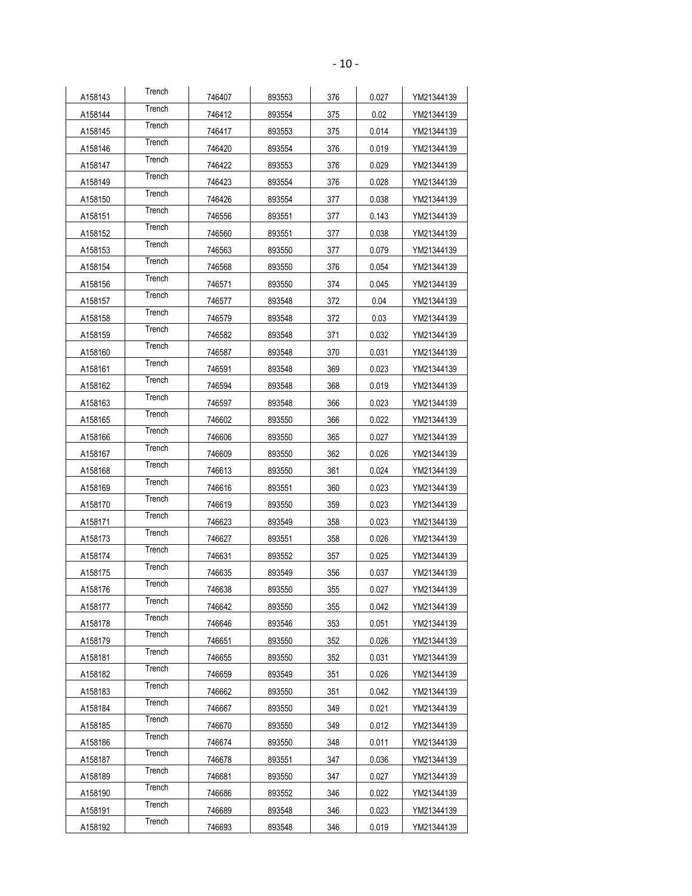| | | | | | | |
|---|---|---|---|---|---|---|
| A158143 | Trench | 746407 | 893553 | 376 | 0.027 | YM21344139 |
| A158144 | Trench | 746412 | 893554 | 375 | 0.02 | YM21344139 |
| A158145 | Trench | 746417 | 893553 | 375 | 0.014 | YM21344139 |
| A158146 | Trench | 746420 | 893554 | 376 | 0.019 | YM21344139 |
| A158147 | Trench | 746422 | 893553 | 376 | 0.029 | YM21344139 |
| A158149 | Trench | 746423 | 893554 | 376 | 0.028 | YM21344139 |
| A158150 | Trench | 746426 | 893554 | 377 | 0.038 | YM21344139 |
| A158151 | Trench | 746556 | 893551 | 377 | 0.143 | YM21344139 |
| A158152 | Trench | 746560 | 893551 | 377 | 0.038 | YM21344139 |
| A158153 | Trench | 746563 | 893550 | 377 | 0.079 | YM21344139 |
| A158154 | Trench | 746568 | 893550 | 376 | 0.054 | YM21344139 |
| A158156 | Trench | 746571 | 893550 | 374 | 0.045 | YM21344139 |
| A158157 | Trench | 746577 | 893548 | 372 | 0.04 | YM21344139 |
| A158158 | Trench | 746579 | 893548 | 372 | 0.03 | YM21344139 |
| A158159 | Trench | 746582 | 893548 | 371 | 0.032 | YM21344139 |
| A158160 | Trench | 746587 | 893548 | 370 | 0.031 | YM21344139 |
| A158161 | Trench | 746591 | 893548 | 369 | 0.023 | YM21344139 |
| A158162 | Trench | 746594 | 893548 | 368 | 0.019 | YM21344139 |
| A158163 | Trench | 746597 | 893548 | 366 | 0.023 | YM21344139 |
| A158165 | Trench | 746602 | 893550 | 366 | 0.022 | YM21344139 |
| A158166 | Trench | 746606 | 893550 | 365 | 0.027 | YM21344139 |
| A158167 | Trench | 746609 | 893550 | 362 | 0.026 | YM21344139 |
| A158168 | Trench | 746613 | 893550 | 361 | 0.024 | YM21344139 |
| A158169 | Trench | 746616 | 893551 | 360 | 0.023 | YM21344139 |
| A158170 | Trench | 746619 | 893550 | 359 | 0.023 | YM21344139 |
| A158171 | Trench | 746623 | 893549 | 358 | 0.023 | YM21344139 |
| A158173 | Trench | 746627 | 893551 | 358 | 0.026 | YM21344139 |
| A158174 | Trench | 746631 | 893552 | 357 | 0.025 | YM21344139 |
| A158175 | Trench | 746635 | 893549 | 356 | 0.037 | YM21344139 |
| A158176 | Trench | 746638 | 893550 | 355 | 0.027 | YM21344139 |
| A158177 | Trench | 746642 | 893550 | 355 | 0.042 | YM21344139 |
| A158178 | Trench | 746646 | 893546 | 353 | 0.051 | YM21344139 |
| A158179 | Trench | 746651 | 893550 | 352 | 0.026 | YM21344139 |
| A158181 | Trench | 746655 | 893550 | 352 | 0.031 | YM21344139 |
| A158182 | Trench | 746659 | 893549 | 351 | 0.026 | YM21344139 |
| A158183 | Trench | 746662 | 893550 | 351 | 0.042 | YM21344139 |
| A158184 | Trench | 746667 | 893550 | 349 | 0.021 | YM21344139 |
| A158185 | Trench | 746670 | 893550 | 349 | 0.012 | YM21344139 |
| A158186 | Trench | 746674 | 893550 | 348 | 0.011 | YM21344139 |
| A158187 | Trench | 746678 | 893551 | 347 | 0.036 | YM21344139 |
| A158189 | Trench | 746681 | 893550 | 347 | 0.027 | YM21344139 |
| A158190 | Trench | 746686 | 893552 | 346 | 0.022 | YM21344139 |
| A158191 | Trench | 746689 | 893548 | 346 | 0.023 | YM21344139 |
| A158192 | Trench | 746693 | 893548 | 346 | 0.019 | YM21344139 |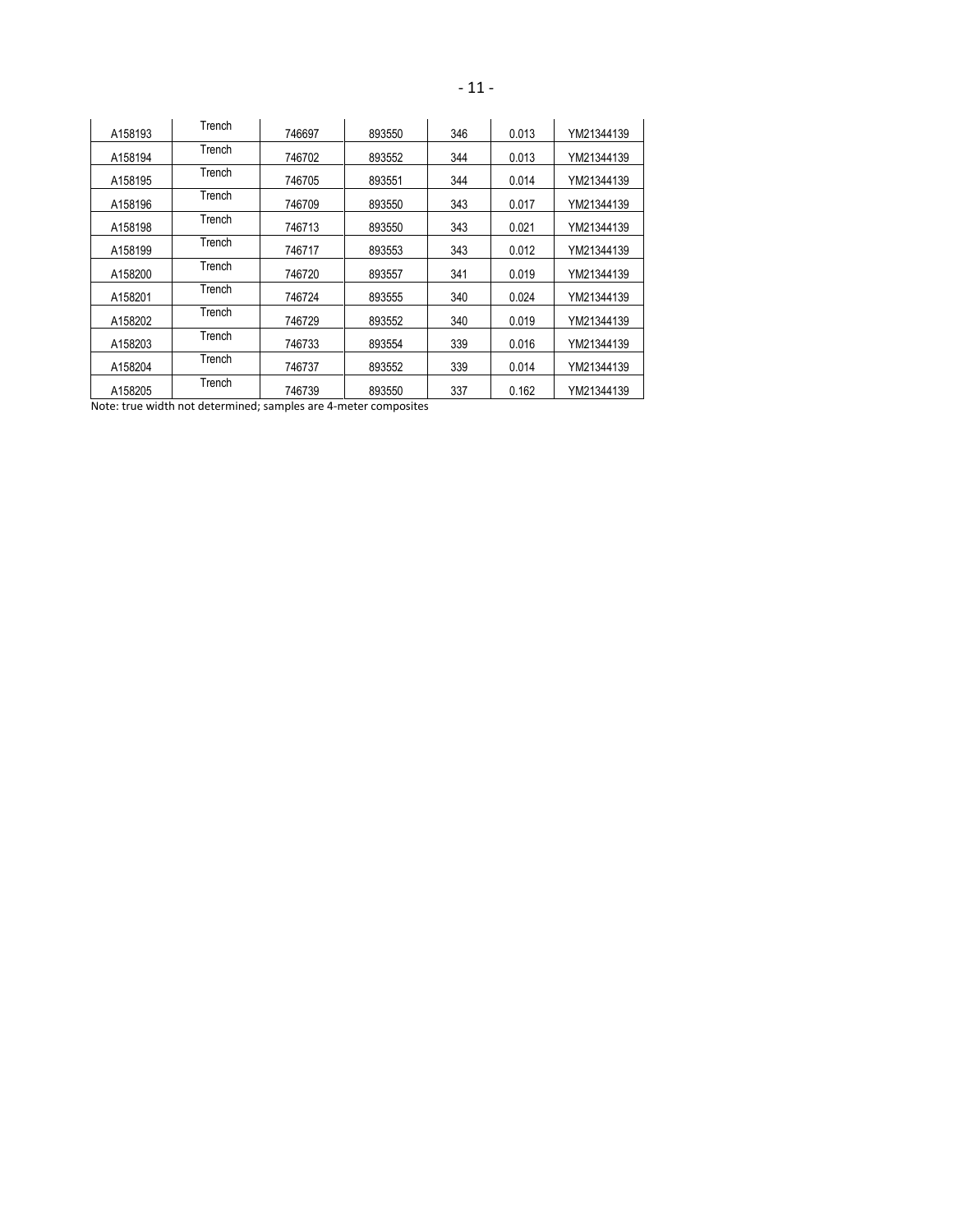| | | | | | | |
|---|---|---|---|---|---|---|
| A158193 | Trench | 746697 | 893550 | 346 | 0.013 | YM21344139 |
| A158194 | Trench | 746702 | 893552 | 344 | 0.013 | YM21344139 |
| A158195 | Trench | 746705 | 893551 | 344 | 0.014 | YM21344139 |
| A158196 | Trench | 746709 | 893550 | 343 | 0.017 | YM21344139 |
| A158198 | Trench | 746713 | 893550 | 343 | 0.021 | YM21344139 |
| A158199 | Trench | 746717 | 893553 | 343 | 0.012 | YM21344139 |
| A158200 | Trench | 746720 | 893557 | 341 | 0.019 | YM21344139 |
| A158201 | Trench | 746724 | 893555 | 340 | 0.024 | YM21344139 |
| A158202 | Trench | 746729 | 893552 | 340 | 0.019 | YM21344139 |
| A158203 | Trench | 746733 | 893554 | 339 | 0.016 | YM21344139 |
| A158204 | Trench | 746737 | 893552 | 339 | 0.014 | YM21344139 |
| A158205 | Trench | 746739 | 893550 | 337 | 0.162 | YM21344139 |

Note: true width not determined; samples are 4-meter composites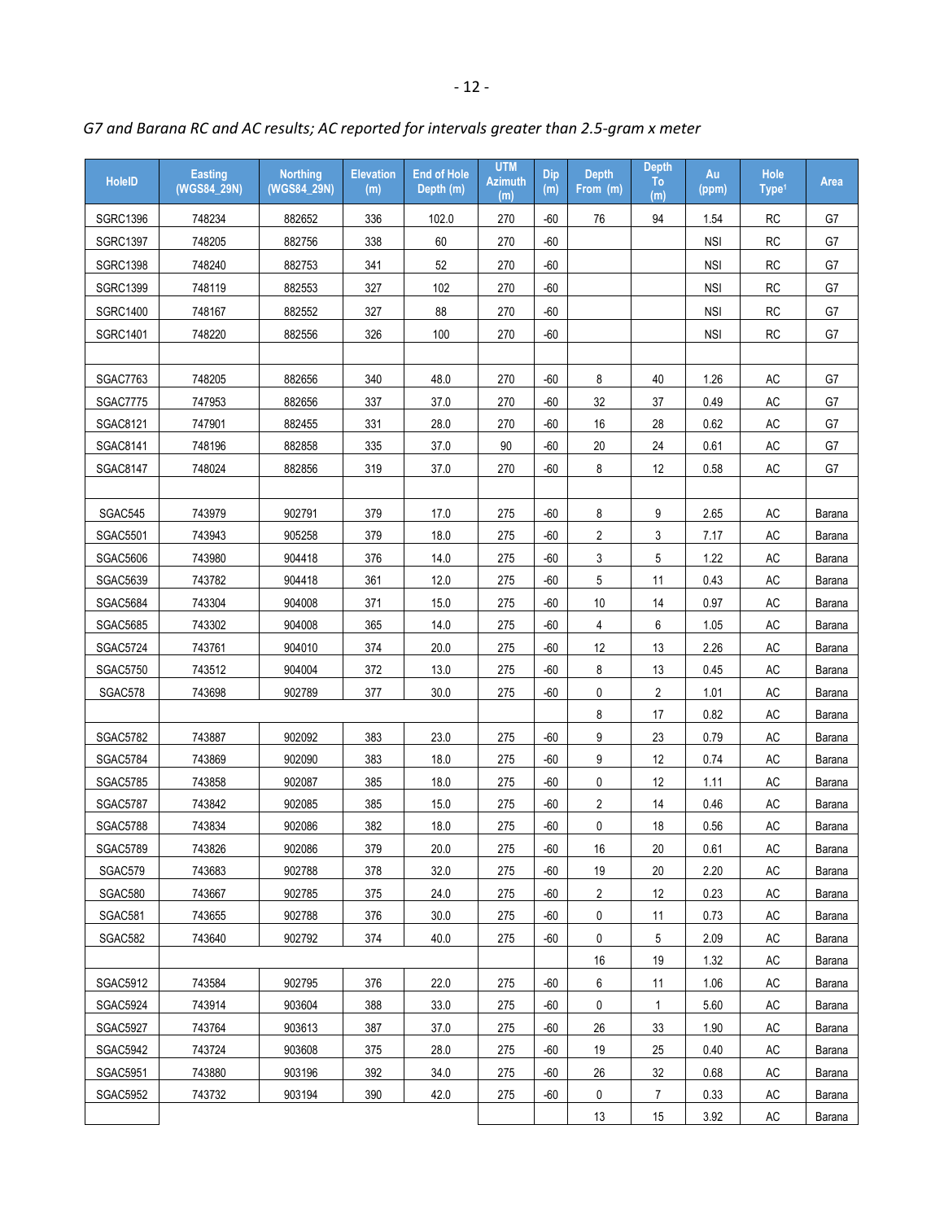*G7 and Barana RC and AC results; AC reported for intervals greater than 2.5-gram x meter*

| HoleID | Easting (WGS84_29N) | Northing (WGS84_29N) | Elevation (m) | End of Hole Depth (m) | UTM Azimuth (m) | Dip (m) | Depth From (m) | Depth To (m) | Au (ppm) | Hole Type[1] | Area |
|---|---|---|---|---|---|---|---|---|---|---|---|
| SGRC1396 | 748234 | 882652 | 336 | 102.0 | 270 | -60 | 76 | 94 | 1.54 | RC | G7 |
| SGRC1397 | 748205 | 882756 | 338 | 60 | 270 | -60 | | | NSI | RC | G7 |
| SGRC1398 | 748240 | 882753 | 341 | 52 | 270 | -60 | | | NSI | RC | G7 |
| SGRC1399 | 748119 | 882553 | 327 | 102 | 270 | -60 | | | NSI | RC | G7 |
| SGRC1400 | 748167 | 882552 | 327 | 88 | 270 | -60 | | | NSI | RC | G7 |
| SGRC1401 | 748220 | 882556 | 326 | 100 | 270 | -60 | | | NSI | RC | G7 |
| | | | | | | | | | | | |
| SGAC7763 | 748205 | 882656 | 340 | 48.0 | 270 | -60 | 8 | 40 | 1.26 | AC | G7 |
| SGAC7775 | 747953 | 882656 | 337 | 37.0 | 270 | -60 | 32 | 37 | 0.49 | AC | G7 |
| SGAC8121 | 747901 | 882455 | 331 | 28.0 | 270 | -60 | 16 | 28 | 0.62 | AC | G7 |
| SGAC8141 | 748196 | 882858 | 335 | 37.0 | 90 | -60 | 20 | 24 | 0.61 | AC | G7 |
| SGAC8147 | 748024 | 882856 | 319 | 37.0 | 270 | -60 | 8 | 12 | 0.58 | AC | G7 |
| | | | | | | | | | | | |
| SGAC545 | 743979 | 902791 | 379 | 17.0 | 275 | -60 | 8 | 9 | 2.65 | AC | Barana |
| SGAC5501 | 743943 | 905258 | 379 | 18.0 | 275 | -60 | 2 | 3 | 7.17 | AC | Barana |
| SGAC5606 | 743980 | 904418 | 376 | 14.0 | 275 | -60 | 3 | 5 | 1.22 | AC | Barana |
| SGAC5639 | 743782 | 904418 | 361 | 12.0 | 275 | -60 | 5 | 11 | 0.43 | AC | Barana |
| SGAC5684 | 743304 | 904008 | 371 | 15.0 | 275 | -60 | 10 | 14 | 0.97 | AC | Barana |
| SGAC5685 | 743302 | 904008 | 365 | 14.0 | 275 | -60 | 4 | 6 | 1.05 | AC | Barana |
| SGAC5724 | 743761 | 904010 | 374 | 20.0 | 275 | -60 | 12 | 13 | 2.26 | AC | Barana |
| SGAC5750 | 743512 | 904004 | 372 | 13.0 | 275 | -60 | 8 | 13 | 0.45 | AC | Barana |
| SGAC578 | 743698 | 902789 | 377 | 30.0 | 275 | -60 | 0 | 2 | 1.01 | AC | Barana |
| | | | | | | | 8 | 17 | 0.82 | AC | Barana |
| SGAC5782 | 743887 | 902092 | 383 | 23.0 | 275 | -60 | 9 | 23 | 0.79 | AC | Barana |
| SGAC5784 | 743869 | 902090 | 383 | 18.0 | 275 | -60 | 9 | 12 | 0.74 | AC | Barana |
| SGAC5785 | 743858 | 902087 | 385 | 18.0 | 275 | -60 | 0 | 12 | 1.11 | AC | Barana |
| SGAC5787 | 743842 | 902085 | 385 | 15.0 | 275 | -60 | 2 | 14 | 0.46 | AC | Barana |
| SGAC5788 | 743834 | 902086 | 382 | 18.0 | 275 | -60 | 0 | 18 | 0.56 | AC | Barana |
| SGAC5789 | 743826 | 902086 | 379 | 20.0 | 275 | -60 | 16 | 20 | 0.61 | AC | Barana |
| SGAC579 | 743683 | 902788 | 378 | 32.0 | 275 | -60 | 19 | 20 | 2.20 | AC | Barana |
| SGAC580 | 743667 | 902785 | 375 | 24.0 | 275 | -60 | 2 | 12 | 0.23 | AC | Barana |
| SGAC581 | 743655 | 902788 | 376 | 30.0 | 275 | -60 | 0 | 11 | 0.73 | AC | Barana |
| SGAC582 | 743640 | 902792 | 374 | 40.0 | 275 | -60 | 0 | 5 | 2.09 | AC | Barana |
| | | | | | | | 16 | 19 | 1.32 | AC | Barana |
| SGAC5912 | 743584 | 902795 | 376 | 22.0 | 275 | -60 | 6 | 11 | 1.06 | AC | Barana |
| SGAC5924 | 743914 | 903604 | 388 | 33.0 | 275 | -60 | 0 | 1 | 5.60 | AC | Barana |
| SGAC5927 | 743764 | 903613 | 387 | 37.0 | 275 | -60 | 26 | 33 | 1.90 | AC | Barana |
| SGAC5942 | 743724 | 903608 | 375 | 28.0 | 275 | -60 | 19 | 25 | 0.40 | AC | Barana |
| SGAC5951 | 743880 | 903196 | 392 | 34.0 | 275 | -60 | 26 | 32 | 0.68 | AC | Barana |
| SGAC5952 | 743732 | 903194 | 390 | 42.0 | 275 | -60 | 0 | 7 | 0.33 | AC | Barana |
| | | | | | | | 13 | 15 | 3.92 | AC | Barana |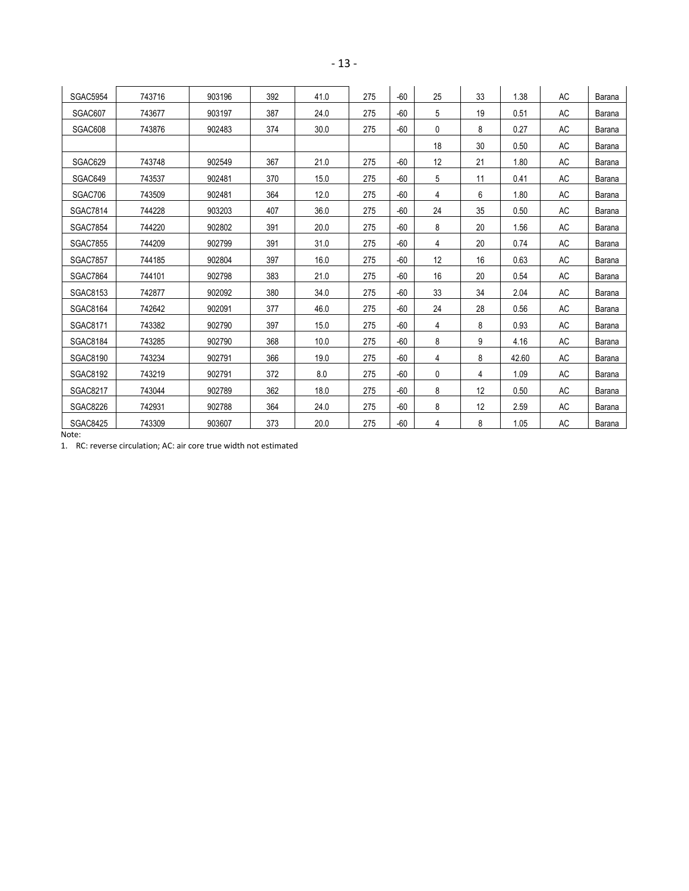| | | | | | | | | | | | |
|---|---|---|---|---|---|---|---|---|---|---|---|
| SGAC5954 | 743716 | 903196 | 392 | 41.0 | 275 | -60 | 25 | 33 | 1.38 | AC | Barana |
| SGAC607 | 743677 | 903197 | 387 | 24.0 | 275 | -60 | 5 | 19 | 0.51 | AC | Barana |
| SGAC608 | 743876 | 902483 | 374 | 30.0 | 275 | -60 | 0 | 8 | 0.27 | AC | Barana |
| | | | | | | | 18 | 30 | 0.50 | AC | Barana |
| SGAC629 | 743748 | 902549 | 367 | 21.0 | 275 | -60 | 12 | 21 | 1.80 | AC | Barana |
| SGAC649 | 743537 | 902481 | 370 | 15.0 | 275 | -60 | 5 | 11 | 0.41 | AC | Barana |
| SGAC706 | 743509 | 902481 | 364 | 12.0 | 275 | -60 | 4 | 6 | 1.80 | AC | Barana |
| SGAC7814 | 744228 | 903203 | 407 | 36.0 | 275 | -60 | 24 | 35 | 0.50 | AC | Barana |
| SGAC7854 | 744220 | 902802 | 391 | 20.0 | 275 | -60 | 8 | 20 | 1.56 | AC | Barana |
| SGAC7855 | 744209 | 902799 | 391 | 31.0 | 275 | -60 | 4 | 20 | 0.74 | AC | Barana |
| SGAC7857 | 744185 | 902804 | 397 | 16.0 | 275 | -60 | 12 | 16 | 0.63 | AC | Barana |
| SGAC7864 | 744101 | 902798 | 383 | 21.0 | 275 | -60 | 16 | 20 | 0.54 | AC | Barana |
| SGAC8153 | 742877 | 902092 | 380 | 34.0 | 275 | -60 | 33 | 34 | 2.04 | AC | Barana |
| SGAC8164 | 742642 | 902091 | 377 | 46.0 | 275 | -60 | 24 | 28 | 0.56 | AC | Barana |
| SGAC8171 | 743382 | 902790 | 397 | 15.0 | 275 | -60 | 4 | 8 | 0.93 | AC | Barana |
| SGAC8184 | 743285 | 902790 | 368 | 10.0 | 275 | -60 | 8 | 9 | 4.16 | AC | Barana |
| SGAC8190 | 743234 | 902791 | 366 | 19.0 | 275 | -60 | 4 | 8 | 42.60 | AC | Barana |
| SGAC8192 | 743219 | 902791 | 372 | 8.0 | 275 | -60 | 0 | 4 | 1.09 | AC | Barana |
| SGAC8217 | 743044 | 902789 | 362 | 18.0 | 275 | -60 | 8 | 12 | 0.50 | AC | Barana |
| SGAC8226 | 742931 | 902788 | 364 | 24.0 | 275 | -60 | 8 | 12 | 2.59 | AC | Barana |
| SGAC8425 | 743309 | 903607 | 373 | 20.0 | 275 | -60 | 4 | 8 | 1.05 | AC | Barana |

Note:

1. RC: reverse circulation; AC: air core true width not estimated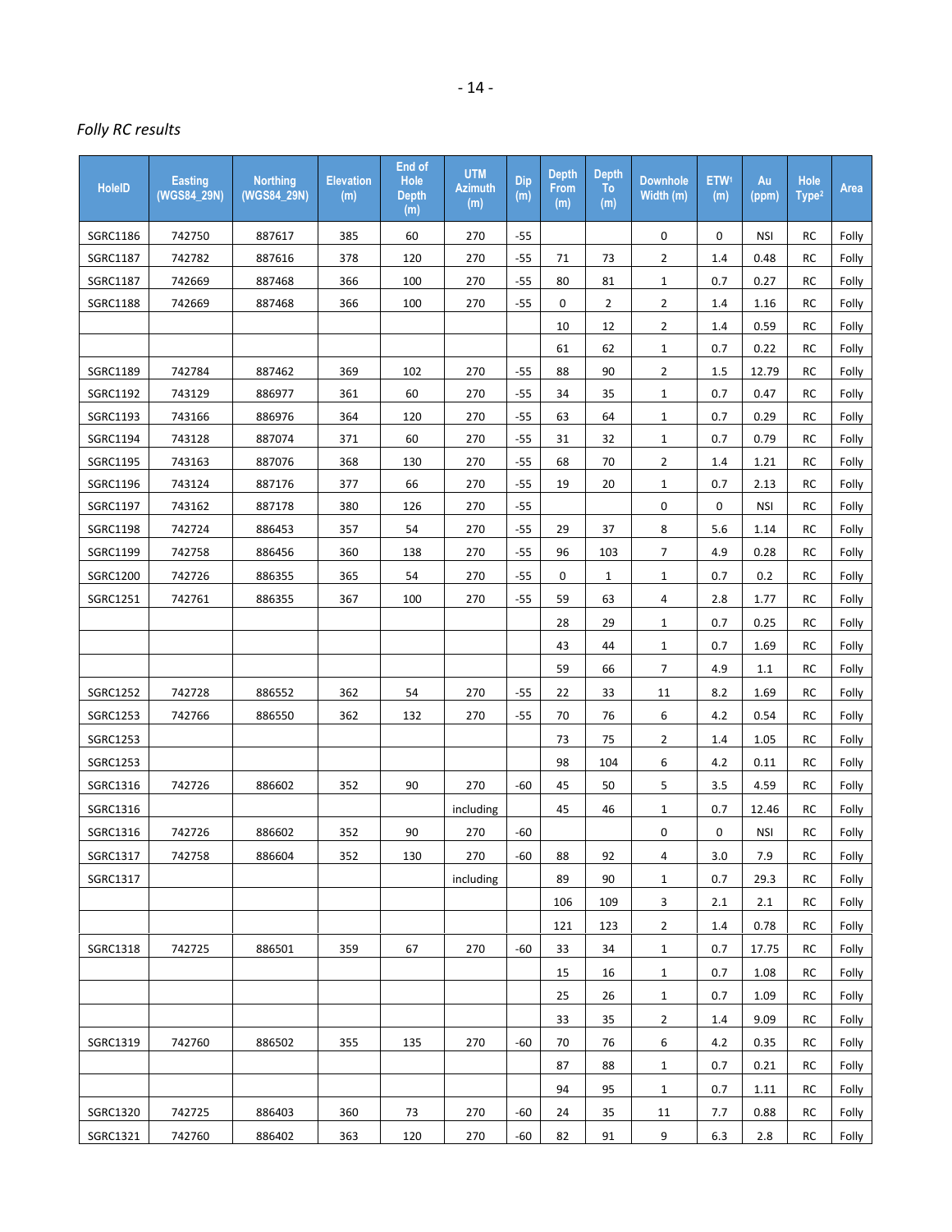*Folly RC results*

| HoleID | Easting (WGS84_29N) | Northing (WGS84_29N) | Elevation (m) | End of Hole Depth (m) | UTM Azimuth (m) | Dip (m) | Depth From (m) | Depth To (m) | Downhole Width (m) | ETW[1] (m) | Au (ppm) | Hole Type[2] | Area |
|---|---|---|---|---|---|---|---|---|---|---|---|---|---|
| SGRC1186 | 742750 | 887617 | 385 | 60 | 270 | -55 | | | 0 | 0 | NSI | RC | Folly |
| SGRC1187 | 742782 | 887616 | 378 | 120 | 270 | -55 | 71 | 73 | 2 | 1.4 | 0.48 | RC | Folly |
| SGRC1187 | 742669 | 887468 | 366 | 100 | 270 | -55 | 80 | 81 | 1 | 0.7 | 0.27 | RC | Folly |
| SGRC1188 | 742669 | 887468 | 366 | 100 | 270 | -55 | 0 | 2 | 2 | 1.4 | 1.16 | RC | Folly |
| | | | | | | | 10 | 12 | 2 | 1.4 | 0.59 | RC | Folly |
| | | | | | | | 61 | 62 | 1 | 0.7 | 0.22 | RC | Folly |
| SGRC1189 | 742784 | 887462 | 369 | 102 | 270 | -55 | 88 | 90 | 2 | 1.5 | 12.79 | RC | Folly |
| SGRC1192 | 743129 | 886977 | 361 | 60 | 270 | -55 | 34 | 35 | 1 | 0.7 | 0.47 | RC | Folly |
| SGRC1193 | 743166 | 886976 | 364 | 120 | 270 | -55 | 63 | 64 | 1 | 0.7 | 0.29 | RC | Folly |
| SGRC1194 | 743128 | 887074 | 371 | 60 | 270 | -55 | 31 | 32 | 1 | 0.7 | 0.79 | RC | Folly |
| SGRC1195 | 743163 | 887076 | 368 | 130 | 270 | -55 | 68 | 70 | 2 | 1.4 | 1.21 | RC | Folly |
| SGRC1196 | 743124 | 887176 | 377 | 66 | 270 | -55 | 19 | 20 | 1 | 0.7 | 2.13 | RC | Folly |
| SGRC1197 | 743162 | 887178 | 380 | 126 | 270 | -55 | | | 0 | 0 | NSI | RC | Folly |
| SGRC1198 | 742724 | 886453 | 357 | 54 | 270 | -55 | 29 | 37 | 8 | 5.6 | 1.14 | RC | Folly |
| SGRC1199 | 742758 | 886456 | 360 | 138 | 270 | -55 | 96 | 103 | 7 | 4.9 | 0.28 | RC | Folly |
| SGRC1200 | 742726 | 886355 | 365 | 54 | 270 | -55 | 0 | 1 | 1 | 0.7 | 0.2 | RC | Folly |
| SGRC1251 | 742761 | 886355 | 367 | 100 | 270 | -55 | 59 | 63 | 4 | 2.8 | 1.77 | RC | Folly |
| | | | | | | | 28 | 29 | 1 | 0.7 | 0.25 | RC | Folly |
| | | | | | | | 43 | 44 | 1 | 0.7 | 1.69 | RC | Folly |
| | | | | | | | 59 | 66 | 7 | 4.9 | 1.1 | RC | Folly |
| SGRC1252 | 742728 | 886552 | 362 | 54 | 270 | -55 | 22 | 33 | 11 | 8.2 | 1.69 | RC | Folly |
| SGRC1253 | 742766 | 886550 | 362 | 132 | 270 | -55 | 70 | 76 | 6 | 4.2 | 0.54 | RC | Folly |
| SGRC1253 | | | | | | | 73 | 75 | 2 | 1.4 | 1.05 | RC | Folly |
| SGRC1253 | | | | | | | 98 | 104 | 6 | 4.2 | 0.11 | RC | Folly |
| SGRC1316 | 742726 | 886602 | 352 | 90 | 270 | -60 | 45 | 50 | 5 | 3.5 | 4.59 | RC | Folly |
| SGRC1316 | | | | | including | | 45 | 46 | 1 | 0.7 | 12.46 | RC | Folly |
| SGRC1316 | 742726 | 886602 | 352 | 90 | 270 | -60 | | | 0 | 0 | NSI | RC | Folly |
| SGRC1317 | 742758 | 886604 | 352 | 130 | 270 | -60 | 88 | 92 | 4 | 3.0 | 7.9 | RC | Folly |
| SGRC1317 | | | | | including | | 89 | 90 | 1 | 0.7 | 29.3 | RC | Folly |
| | | | | | | | 106 | 109 | 3 | 2.1 | 2.1 | RC | Folly |
| | | | | | | | 121 | 123 | 2 | 1.4 | 0.78 | RC | Folly |
| SGRC1318 | 742725 | 886501 | 359 | 67 | 270 | -60 | 33 | 34 | 1 | 0.7 | 17.75 | RC | Folly |
| | | | | | | | 15 | 16 | 1 | 0.7 | 1.08 | RC | Folly |
| | | | | | | | 25 | 26 | 1 | 0.7 | 1.09 | RC | Folly |
| | | | | | | | 33 | 35 | 2 | 1.4 | 9.09 | RC | Folly |
| SGRC1319 | 742760 | 886502 | 355 | 135 | 270 | -60 | 70 | 76 | 6 | 4.2 | 0.35 | RC | Folly |
| | | | | | | | 87 | 88 | 1 | 0.7 | 0.21 | RC | Folly |
| | | | | | | | 94 | 95 | 1 | 0.7 | 1.11 | RC | Folly |
| SGRC1320 | 742725 | 886403 | 360 | 73 | 270 | -60 | 24 | 35 | 11 | 7.7 | 0.88 | RC | Folly |
| SGRC1321 | 742760 | 886402 | 363 | 120 | 270 | -60 | 82 | 91 | 9 | 6.3 | 2.8 | RC | Folly |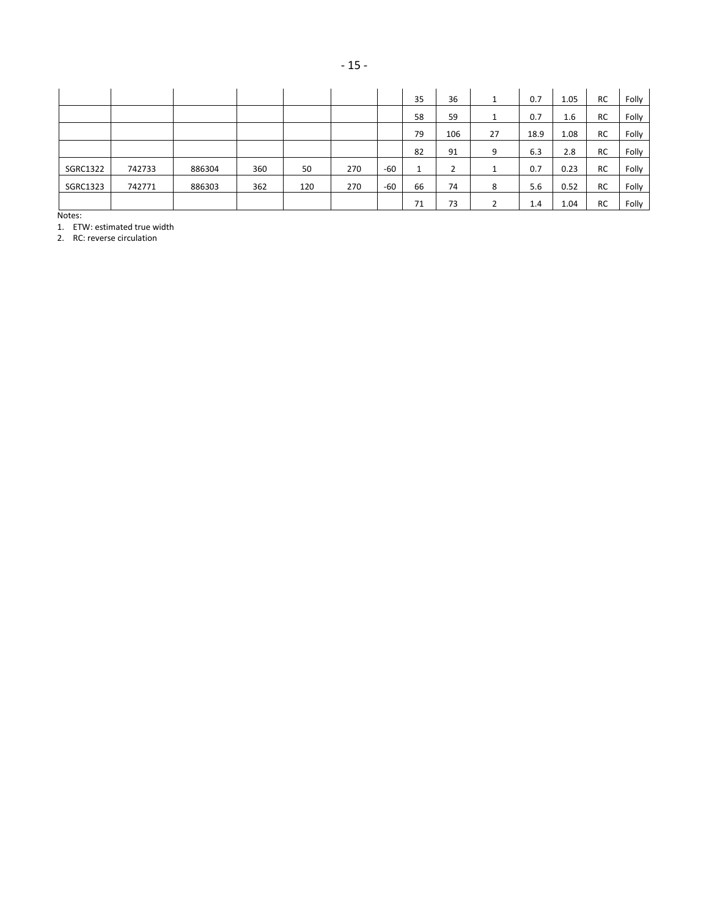| | | | | | | | | | | | | | |
|---|---|---|---|---|---|---|---|---|---|---|---|---|---|
| | | | | | | | 35 | 36 | 1 | 0.7 | 1.05 | RC | Folly |
| | | | | | | | 58 | 59 | 1 | 0.7 | 1.6 | RC | Folly |
| | | | | | | | 79 | 106 | 27 | 18.9 | 1.08 | RC | Folly |
| | | | | | | | 82 | 91 | 9 | 6.3 | 2.8 | RC | Folly |
| SGRC1322 | 742733 | 886304 | 360 | 50 | 270 | -60 | 1 | 2 | 1 | 0.7 | 0.23 | RC | Folly |
| SGRC1323 | 742771 | 886303 | 362 | 120 | 270 | -60 | 66 | 74 | 8 | 5.6 | 0.52 | RC | Folly |
| | | | | | | | 71 | 73 | 2 | 1.4 | 1.04 | RC | Folly |

Notes:

1. ETW: estimated true width
2. RC: reverse circulation